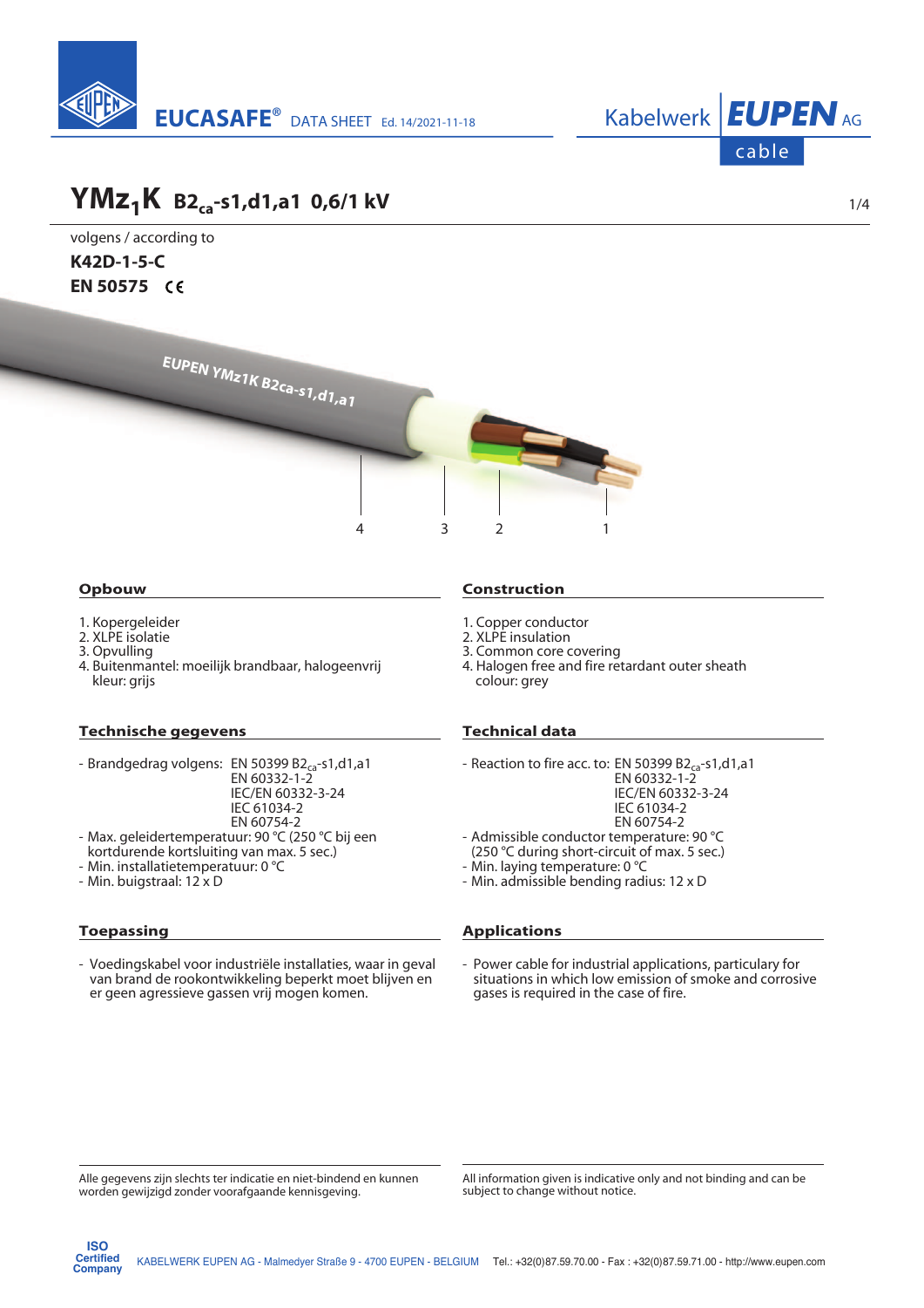EUCASAFE® DATA SHEET Ed. 14/2021-11-18

Kabelwerk EUPEN AG cable

# YMz$_1$K B2$_{ca}$-s1,d1,a1 0,6/1 kV

volgens / according to

**K42D-1-5-C**

**EN 50575** CE

EUPEN YMz1K B2ca-s1,d1,a1

4 3 2 1

## Opbouw

1. Kopergeleider
2. XLPE isolatie
3. Opvulling
4. Buitenmantel: moeilijk brandbaar, halogeenvrij
   kleur: grijs

## Construction

1. Copper conductor
2. XLPE insulation
3. Common core covering
4. Halogen free and fire retardant outer sheath
   colour: grey

## Technische gegevens

- Brandgedrag volgens: EN 50399 B2$_{ca}$-s1,d1,a1
  EN 60332-1-2
  IEC/EN 60332-3-24
  IEC 61034-2
  EN 60754-2
- Max. geleidertemperatuur: 90 °C (250 °C bij een kortdurende kortsluiting van max. 5 sec.)
- Min. installatietemperatuur: 0 °C
- Min. buigstraal: 12 x D

## Technical data

- Reaction to fire acc. to: EN 50399 B2$_{ca}$-s1,d1,a1
  EN 60332-1-2
  IEC/EN 60332-3-24
  IEC 61034-2
  EN 60754-2
- Admissible conductor temperature: 90 °C (250 °C during short-circuit of max. 5 sec.)
- Min. laying temperature: 0 °C
- Min. admissible bending radius: 12 x D

## Toepassing

- Voedingskabel voor industriële installaties, waar in geval van brand de rookontwikkeling beperkt moet blijven en er geen agressieve gassen vrij mogen komen.

## Applications

- Power cable for industrial applications, particulary for situations in which low emission of smoke and corrosive gases is required in the case of fire.

Alle gegevens zijn slechts ter indicatie en niet-bindend en kunnen worden gewijzigd zonder voorafgaande kennisgeving.

All information given is indicative only and not binding and can be subject to change without notice.

ISO Certified Company

KABELWERK EUPEN AG - Malmedyer Straße 9 - 4700 EUPEN - BELGIUM Tel.: +32(0)87.59.70.00 - Fax : +32(0)87.59.71.00 - http://www.eupen.com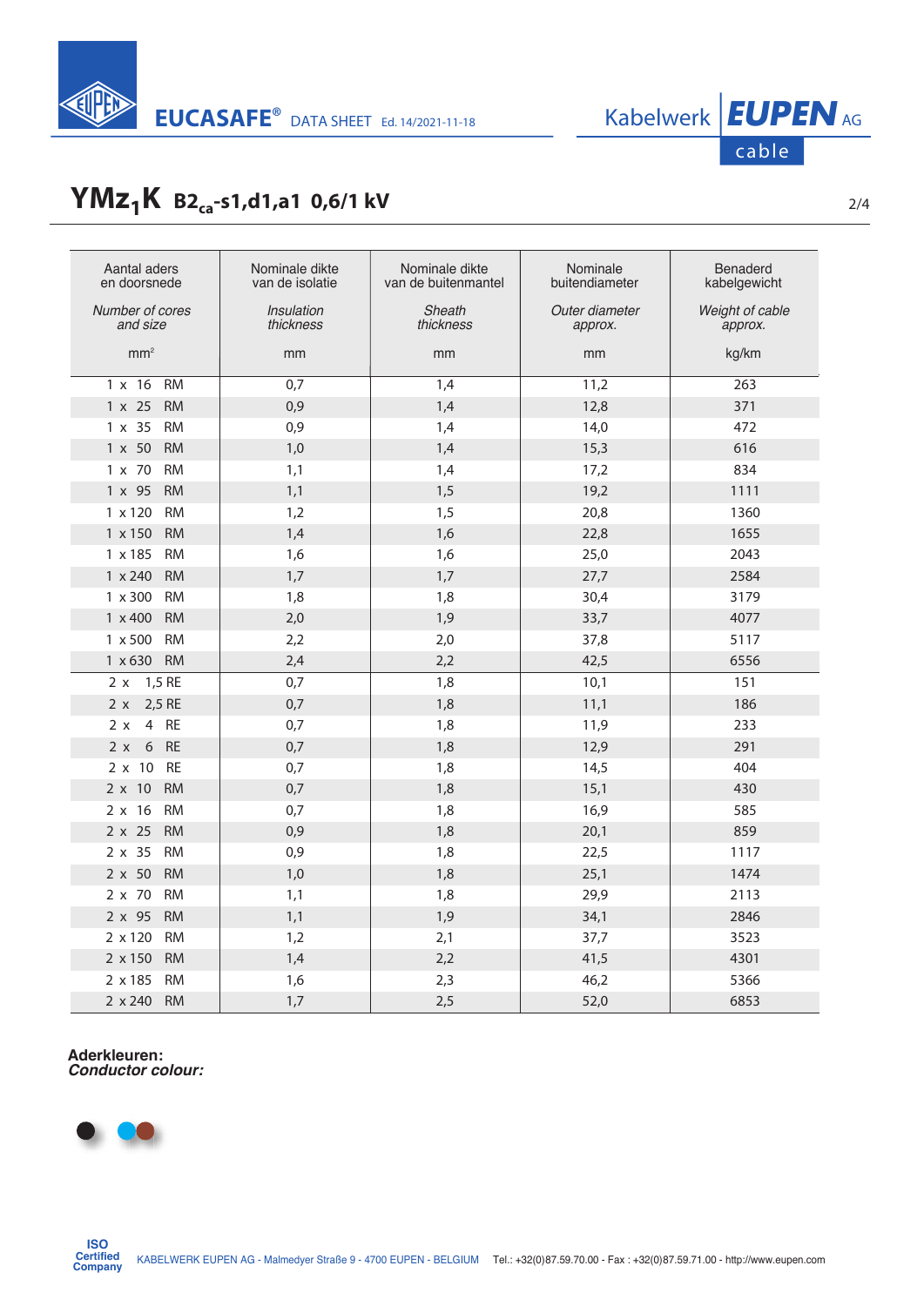# YMz$_1$K B2$_{ca}$-s1,d1,a1 0,6/1 kV

| Aantal aders en doorsnede<br>*Number of cores and size*<br>mm² | Nominale dikte van de isolatie<br>*Insulation thickness*<br>mm | Nominale dikte van de buitenmantel<br>*Sheath thickness*<br>mm | Nominale buitendiameter<br>*Outer diameter approx.*<br>mm | Benaderd kabelgewicht<br>*Weight of cable approx.*<br>kg/km |
|---|---|---|---|---|
| 1 x 16 RM | 0,7 | 1,4 | 11,2 | 263 |
| 1 x 25 RM | 0,9 | 1,4 | 12,8 | 371 |
| 1 x 35 RM | 0,9 | 1,4 | 14,0 | 472 |
| 1 x 50 RM | 1,0 | 1,4 | 15,3 | 616 |
| 1 x 70 RM | 1,1 | 1,4 | 17,2 | 834 |
| 1 x 95 RM | 1,1 | 1,5 | 19,2 | 1111 |
| 1 x 120 RM | 1,2 | 1,5 | 20,8 | 1360 |
| 1 x 150 RM | 1,4 | 1,6 | 22,8 | 1655 |
| 1 x 185 RM | 1,6 | 1,6 | 25,0 | 2043 |
| 1 x 240 RM | 1,7 | 1,7 | 27,7 | 2584 |
| 1 x 300 RM | 1,8 | 1,8 | 30,4 | 3179 |
| 1 x 400 RM | 2,0 | 1,9 | 33,7 | 4077 |
| 1 x 500 RM | 2,2 | 2,0 | 37,8 | 5117 |
| 1 x 630 RM | 2,4 | 2,2 | 42,5 | 6556 |
| 2 x 1,5 RE | 0,7 | 1,8 | 10,1 | 151 |
| 2 x 2,5 RE | 0,7 | 1,8 | 11,1 | 186 |
| 2 x 4 RE | 0,7 | 1,8 | 11,9 | 233 |
| 2 x 6 RE | 0,7 | 1,8 | 12,9 | 291 |
| 2 x 10 RE | 0,7 | 1,8 | 14,5 | 404 |
| 2 x 10 RM | 0,7 | 1,8 | 15,1 | 430 |
| 2 x 16 RM | 0,7 | 1,8 | 16,9 | 585 |
| 2 x 25 RM | 0,9 | 1,8 | 20,1 | 859 |
| 2 x 35 RM | 0,9 | 1,8 | 22,5 | 1117 |
| 2 x 50 RM | 1,0 | 1,8 | 25,1 | 1474 |
| 2 x 70 RM | 1,1 | 1,8 | 29,9 | 2113 |
| 2 x 95 RM | 1,1 | 1,9 | 34,1 | 2846 |
| 2 x 120 RM | 1,2 | 2,1 | 37,7 | 3523 |
| 2 x 150 RM | 1,4 | 2,2 | 41,5 | 4301 |
| 2 x 185 RM | 1,6 | 2,3 | 46,2 | 5366 |
| 2 x 240 RM | 1,7 | 2,5 | 52,0 | 6853 |

**Aderkleuren:**
***Conductor colour:***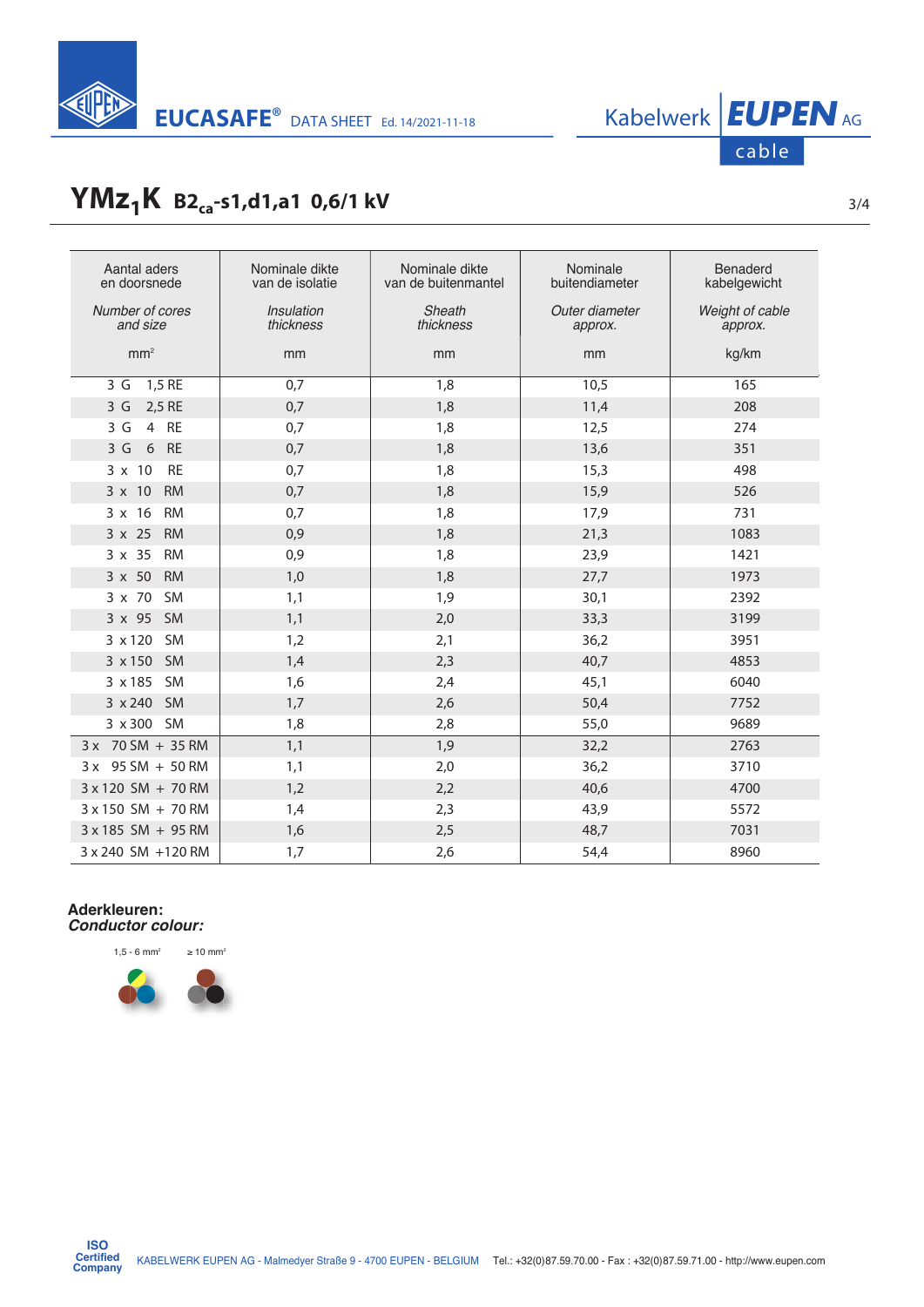# $YMz_1K$ $B2_{ca}$-s1,d1,a1 0,6/1 kV

| Aantal aders en doorsnede<br>*Number of cores and size*<br>$mm^2$ | Nominale dikte van de isolatie<br>*Insulation thickness*<br>mm | Nominale dikte van de buitenmantel<br>*Sheath thickness*<br>mm | Nominale buitendiameter<br>*Outer diameter approx.*<br>mm | Benaderd kabelgewicht<br>*Weight of cable approx.*<br>kg/km |
|---|---|---|---|---|
| 3 G 1,5 RE | 0,7 | 1,8 | 10,5 | 165 |
| 3 G 2,5 RE | 0,7 | 1,8 | 11,4 | 208 |
| 3 G 4 RE | 0,7 | 1,8 | 12,5 | 274 |
| 3 G 6 RE | 0,7 | 1,8 | 13,6 | 351 |
| 3 x 10 RE | 0,7 | 1,8 | 15,3 | 498 |
| 3 x 10 RM | 0,7 | 1,8 | 15,9 | 526 |
| 3 x 16 RM | 0,7 | 1,8 | 17,9 | 731 |
| 3 x 25 RM | 0,9 | 1,8 | 21,3 | 1083 |
| 3 x 35 RM | 0,9 | 1,8 | 23,9 | 1421 |
| 3 x 50 RM | 1,0 | 1,8 | 27,7 | 1973 |
| 3 x 70 SM | 1,1 | 1,9 | 30,1 | 2392 |
| 3 x 95 SM | 1,1 | 2,0 | 33,3 | 3199 |
| 3 x 120 SM | 1,2 | 2,1 | 36,2 | 3951 |
| 3 x 150 SM | 1,4 | 2,3 | 40,7 | 4853 |
| 3 x 185 SM | 1,6 | 2,4 | 45,1 | 6040 |
| 3 x 240 SM | 1,7 | 2,6 | 50,4 | 7752 |
| 3 x 300 SM | 1,8 | 2,8 | 55,0 | 9689 |
| 3 x 70 SM + 35 RM | 1,1 | 1,9 | 32,2 | 2763 |
| 3 x 95 SM + 50 RM | 1,1 | 2,0 | 36,2 | 3710 |
| 3 x 120 SM + 70 RM | 1,2 | 2,2 | 40,6 | 4700 |
| 3 x 150 SM + 70 RM | 1,4 | 2,3 | 43,9 | 5572 |
| 3 x 185 SM + 95 RM | 1,6 | 2,5 | 48,7 | 7031 |
| 3 x 240 SM +120 RM | 1,7 | 2,6 | 54,4 | 8960 |

**Aderkleuren:**
***Conductor colour:***

1,5 - 6 $mm^2$ ≥ 10 $mm^2$

ISO Certified Company

KABELWERK EUPEN AG - Malmedyer Straße 9 - 4700 EUPEN - BELGIUM Tel.: +32(0)87.59.70.00 - Fax : +32(0)87.59.71.00 - http://www.eupen.com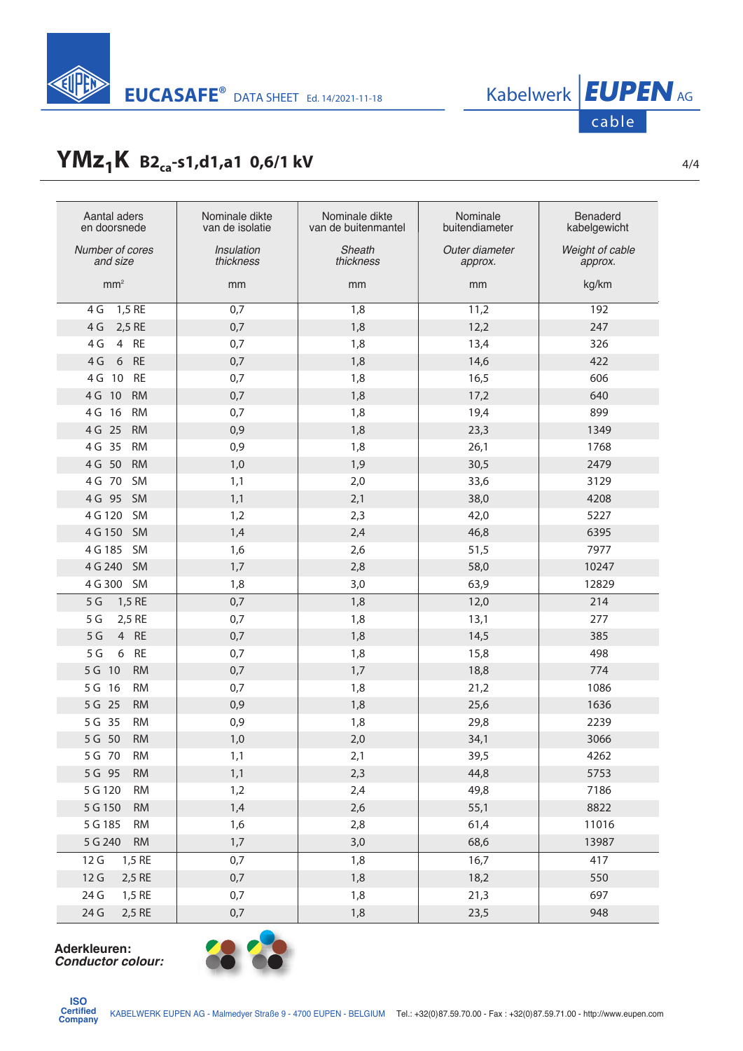**EUCASAFE®** DATA SHEET Ed. 14/2021-11-18

Kabelwerk **EUPEN** AG cable

# YMz$_1$K B2$_{ca}$-s1,d1,a1 0,6/1 kV

| Aantal aders en doorsnede<br>*Number of cores and size*<br>mm² | Nominale dikte van de isolatie<br>*Insulation thickness*<br>mm | Nominale dikte van de buitenmantel<br>*Sheath thickness*<br>mm | Nominale buitendiameter<br>*Outer diameter approx.*<br>mm | Benaderd kabelgewicht<br>*Weight of cable approx.*<br>kg/km |
|---|---|---|---|---|
| 4 G 1,5 RE | 0,7 | 1,8 | 11,2 | 192 |
| 4 G 2,5 RE | 0,7 | 1,8 | 12,2 | 247 |
| 4 G 4 RE | 0,7 | 1,8 | 13,4 | 326 |
| 4 G 6 RE | 0,7 | 1,8 | 14,6 | 422 |
| 4 G 10 RE | 0,7 | 1,8 | 16,5 | 606 |
| 4 G 10 RM | 0,7 | 1,8 | 17,2 | 640 |
| 4 G 16 RM | 0,7 | 1,8 | 19,4 | 899 |
| 4 G 25 RM | 0,9 | 1,8 | 23,3 | 1349 |
| 4 G 35 RM | 0,9 | 1,8 | 26,1 | 1768 |
| 4 G 50 RM | 1,0 | 1,9 | 30,5 | 2479 |
| 4 G 70 SM | 1,1 | 2,0 | 33,6 | 3129 |
| 4 G 95 SM | 1,1 | 2,1 | 38,0 | 4208 |
| 4 G 120 SM | 1,2 | 2,3 | 42,0 | 5227 |
| 4 G 150 SM | 1,4 | 2,4 | 46,8 | 6395 |
| 4 G 185 SM | 1,6 | 2,6 | 51,5 | 7977 |
| 4 G 240 SM | 1,7 | 2,8 | 58,0 | 10247 |
| 4 G 300 SM | 1,8 | 3,0 | 63,9 | 12829 |
| 5 G 1,5 RE | 0,7 | 1,8 | 12,0 | 214 |
| 5 G 2,5 RE | 0,7 | 1,8 | 13,1 | 277 |
| 5 G 4 RE | 0,7 | 1,8 | 14,5 | 385 |
| 5 G 6 RE | 0,7 | 1,8 | 15,8 | 498 |
| 5 G 10 RM | 0,7 | 1,7 | 18,8 | 774 |
| 5 G 16 RM | 0,7 | 1,8 | 21,2 | 1086 |
| 5 G 25 RM | 0,9 | 1,8 | 25,6 | 1636 |
| 5 G 35 RM | 0,9 | 1,8 | 29,8 | 2239 |
| 5 G 50 RM | 1,0 | 2,0 | 34,1 | 3066 |
| 5 G 70 RM | 1,1 | 2,1 | 39,5 | 4262 |
| 5 G 95 RM | 1,1 | 2,3 | 44,8 | 5753 |
| 5 G 120 RM | 1,2 | 2,4 | 49,8 | 7186 |
| 5 G 150 RM | 1,4 | 2,6 | 55,1 | 8822 |
| 5 G 185 RM | 1,6 | 2,8 | 61,4 | 11016 |
| 5 G 240 RM | 1,7 | 3,0 | 68,6 | 13987 |
| 12 G 1,5 RE | 0,7 | 1,8 | 16,7 | 417 |
| 12 G 2,5 RE | 0,7 | 1,8 | 18,2 | 550 |
| 24 G 1,5 RE | 0,7 | 1,8 | 21,3 | 697 |
| 24 G 2,5 RE | 0,7 | 1,8 | 23,5 | 948 |

**Aderkleuren:**
***Conductor colour:***

ISO Certified Company

KABELWERK EUPEN AG - Malmedyer Straße 9 - 4700 EUPEN - BELGIUM Tel.: +32(0)87.59.70.00 - Fax : +32(0)87.59.71.00 - http://www.eupen.com